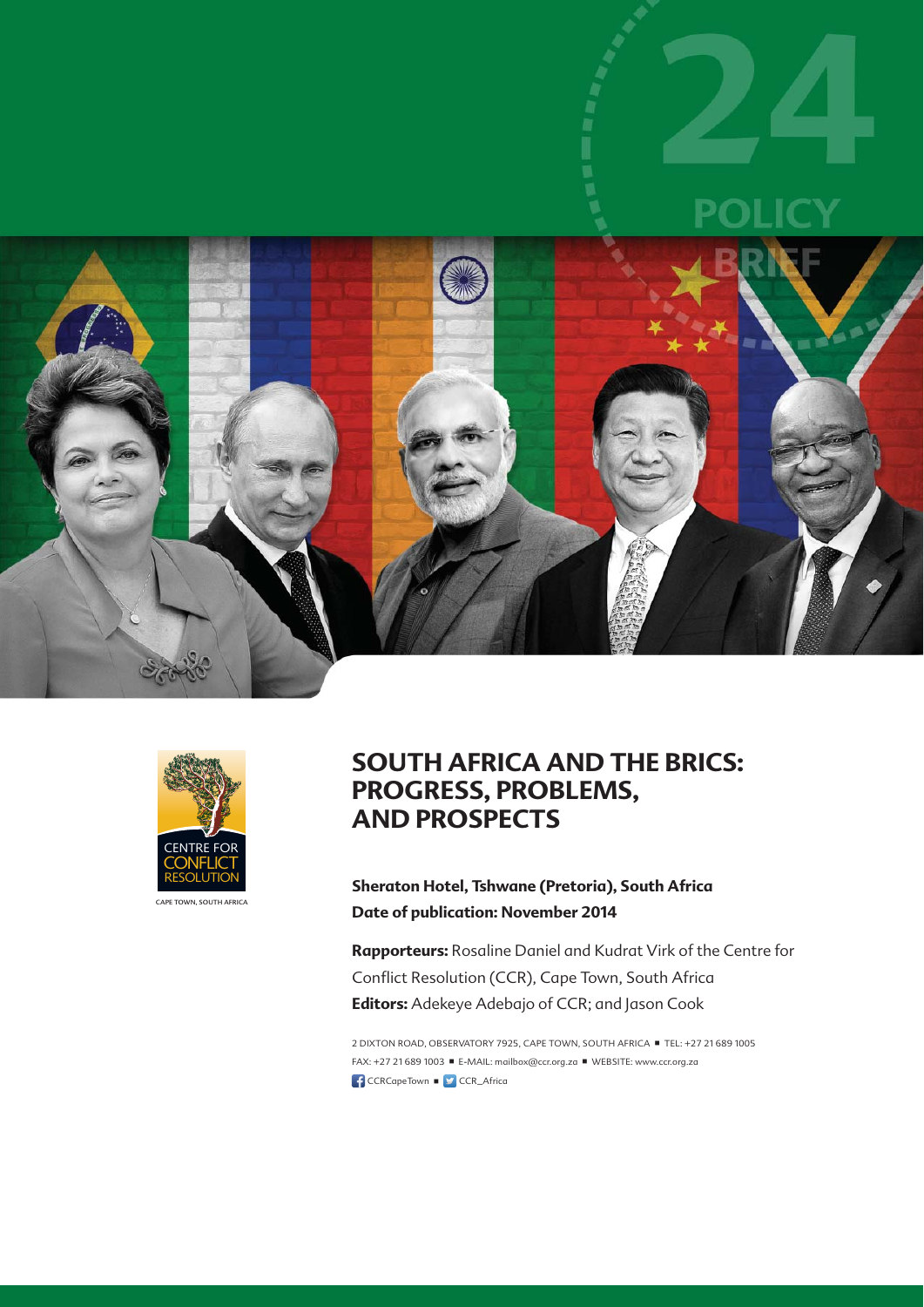24

POLICY BRIEF

CENTRE FOR CONFLICT RESOLUTION

CAPE TOWN, SOUTH AFRICA

# SOUTH AFRICA AND THE BRICS: PROGRESS, PROBLEMS, AND PROSPECTS

**Sheraton Hotel, Tshwane (Pretoria), South Africa**
**Date of publication: November 2014**

**Rapporteurs:** Rosaline Daniel and Kudrat Virk of the Centre for Conflict Resolution (CCR), Cape Town, South Africa
**Editors:** Adekeye Adebajo of CCR; and Jason Cook

2 DIXTON ROAD, OBSERVATORY 7925, CAPE TOWN, SOUTH AFRICA ■ TEL: +27 21 689 1005
FAX: +27 21 689 1003 ■ E-MAIL: mailbox@ccr.org.za ■ WEBSITE: www.ccr.org.za
CCRCapeTown ■ CCR_Africa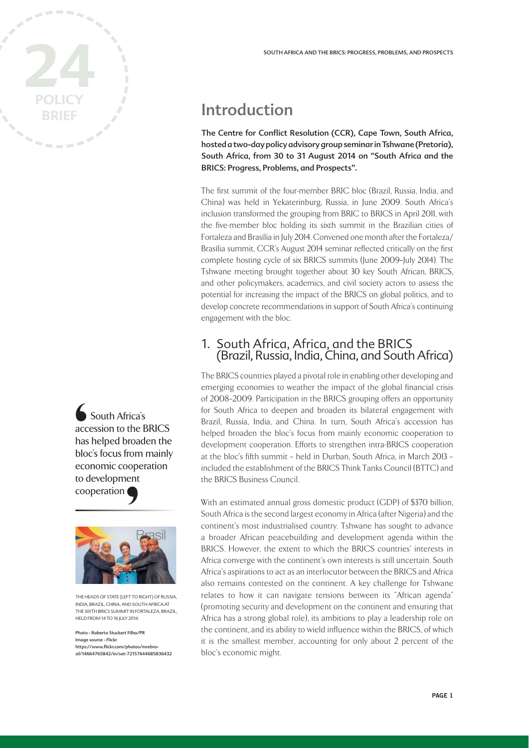# Introduction

**The Centre for Conflict Resolution (CCR), Cape Town, South Africa, hosted a two-day policy advisory group seminar in Tshwane (Pretoria), South Africa, from 30 to 31 August 2014 on "South Africa and the BRICS: Progress, Problems, and Prospects".**

The first summit of the four-member BRIC bloc (Brazil, Russia, India, and China) was held in Yekaterinburg, Russia, in June 2009. South Africa's inclusion transformed the grouping from BRIC to BRICS in April 2011, with the five-member bloc holding its sixth summit in the Brazilian cities of Fortaleza and Brasília in July 2014. Convened one month after the Fortaleza/Brasília summit, CCR's August 2014 seminar reflected critically on the first complete hosting cycle of six BRICS summits (June 2009–July 2014). The Tshwane meeting brought together about 30 key South African, BRICS, and other policymakers, academics, and civil society actors to assess the potential for increasing the impact of the BRICS on global politics, and to develop concrete recommendations in support of South Africa's continuing engagement with the bloc.

## 1. South Africa, Africa, and the BRICS (Brazil, Russia, India, China, and South Africa)

The BRICS countries played a pivotal role in enabling other developing and emerging economies to weather the impact of the global financial crisis of 2008–2009. Participation in the BRICS grouping offers an opportunity for South Africa to deepen and broaden its bilateral engagement with Brazil, Russia, India, and China. In turn, South Africa's accession has helped broaden the bloc's focus from mainly economic cooperation to development cooperation. Efforts to strengthen intra-BRICS cooperation at the bloc's fifth summit – held in Durban, South Africa, in March 2013 – included the establishment of the BRICS Think Tanks Council (BTTC) and the BRICS Business Council.

> South Africa's accession to the BRICS has helped broaden the bloc's focus from mainly economic cooperation to development cooperation

With an estimated annual gross domestic product (GDP) of $370 billion, South Africa is the second largest economy in Africa (after Nigeria) and the continent's most industrialised country. Tshwane has sought to advance a broader African peacebuilding and development agenda within the BRICS. However, the extent to which the BRICS countries' interests in Africa converge with the continent's own interests is still uncertain. South Africa's aspirations to act as an interlocutor between the BRICS and Africa also remains contested on the continent. A key challenge for Tshwane relates to how it can navigate tensions between its "African agenda" (promoting security and development on the continent and ensuring that Africa has a strong global role), its ambitions to play a leadership role on the continent, and its ability to wield influence within the BRICS, of which it is the smallest member, accounting for only about 2 percent of the bloc's economic might.

THE HEADS OF STATE (LEFT TO RIGHT) OF RUSSIA, INDIA, BRAZIL, CHINA, AND SOUTH AFRICA AT THE SIXTH BRICS SUMMIT IN FORTALEZA, BRAZIL, HELD FROM 14 TO 16 JULY 2014.

Photo - Roberto Stuckert Filho/PR
Image source - Flickr
https://www.flickr.com/photos/mrebrasil/14664765842/in/set-72157644685836432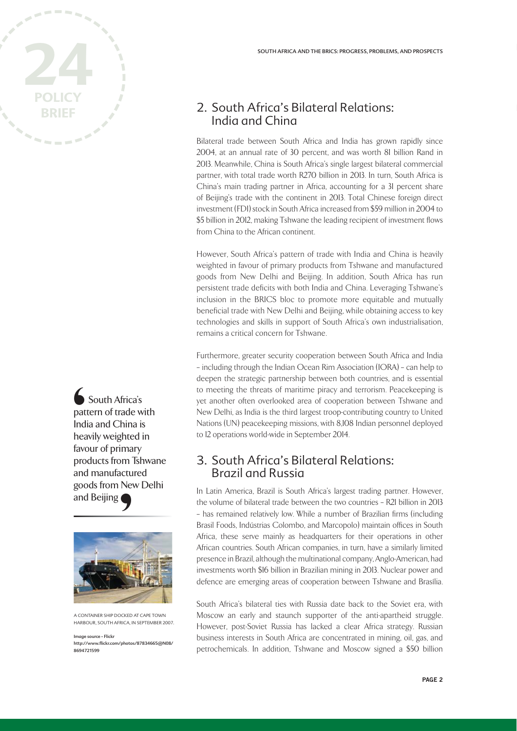## 2. South Africa's Bilateral Relations: India and China

Bilateral trade between South Africa and India has grown rapidly since 2004, at an annual rate of 30 percent, and was worth 81 billion Rand in 2013. Meanwhile, China is South Africa's single largest bilateral commercial partner, with total trade worth R270 billion in 2013. In turn, South Africa is China's main trading partner in Africa, accounting for a 31 percent share of Beijing's trade with the continent in 2013. Total Chinese foreign direct investment (FDI) stock in South Africa increased from $59 million in 2004 to $5 billion in 2012, making Tshwane the leading recipient of investment flows from China to the African continent.

However, South Africa's pattern of trade with India and China is heavily weighted in favour of primary products from Tshwane and manufactured goods from New Delhi and Beijing. In addition, South Africa has run persistent trade deficits with both India and China. Leveraging Tshwane's inclusion in the BRICS bloc to promote more equitable and mutually beneficial trade with New Delhi and Beijing, while obtaining access to key technologies and skills in support of South Africa's own industrialisation, remains a critical concern for Tshwane.

> South Africa's pattern of trade with India and China is heavily weighted in favour of primary products from Tshwane and manufactured goods from New Delhi and Beijing

Furthermore, greater security cooperation between South Africa and India – including through the Indian Ocean Rim Association (IORA) – can help to deepen the strategic partnership between both countries, and is essential to meeting the threats of maritime piracy and terrorism. Peacekeeping is yet another often overlooked area of cooperation between Tshwane and New Delhi, as India is the third largest troop-contributing country to United Nations (UN) peacekeeping missions, with 8,108 Indian personnel deployed to 12 operations world-wide in September 2014.

A CONTAINER SHIP DOCKED AT CAPE TOWN HARBOUR, SOUTH AFRICA, IN SEPTEMBER 2007.

**Image source - Flickr**
**http://www.flickr.com/photos/87834665@N08/8694721599**

## 3. South Africa's Bilateral Relations: Brazil and Russia

In Latin America, Brazil is South Africa's largest trading partner. However, the volume of bilateral trade between the two countries – R21 billion in 2013 – has remained relatively low. While a number of Brazilian firms (including Brasil Foods, Indústrias Colombo, and Marcopolo) maintain offices in South Africa, these serve mainly as headquarters for their operations in other African countries. South African companies, in turn, have a similarly limited presence in Brazil, although the multinational company, Anglo-American, had investments worth $16 billion in Brazilian mining in 2013. Nuclear power and defence are emerging areas of cooperation between Tshwane and Brasília.

South Africa's bilateral ties with Russia date back to the Soviet era, with Moscow an early and staunch supporter of the anti-apartheid struggle. However, post-Soviet Russia has lacked a clear Africa strategy. Russian business interests in South Africa are concentrated in mining, oil, gas, and petrochemicals. In addition, Tshwane and Moscow signed a $50 billion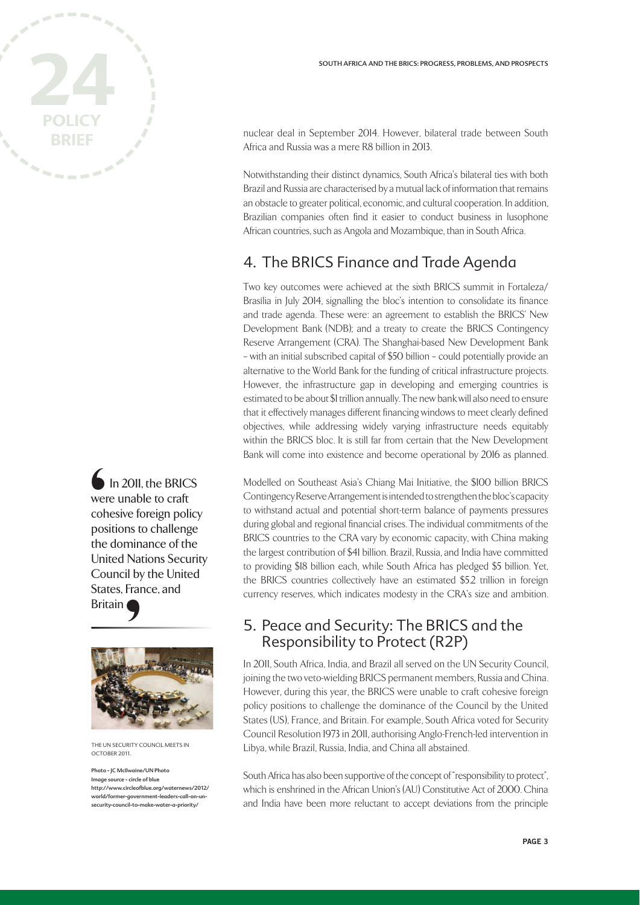nuclear deal in September 2014. However, bilateral trade between South Africa and Russia was a mere R8 billion in 2013.

Notwithstanding their distinct dynamics, South Africa's bilateral ties with both Brazil and Russia are characterised by a mutual lack of information that remains an obstacle to greater political, economic, and cultural cooperation. In addition, Brazilian companies often find it easier to conduct business in lusophone African countries, such as Angola and Mozambique, than in South Africa.

## 4. The BRICS Finance and Trade Agenda

Two key outcomes were achieved at the sixth BRICS summit in Fortaleza/Brasília in July 2014, signalling the bloc's intention to consolidate its finance and trade agenda. These were: an agreement to establish the BRICS' New Development Bank (NDB); and a treaty to create the BRICS Contingency Reserve Arrangement (CRA). The Shanghai-based New Development Bank – with an initial subscribed capital of $50 billion – could potentially provide an alternative to the World Bank for the funding of critical infrastructure projects. However, the infrastructure gap in developing and emerging countries is estimated to be about $1 trillion annually. The new bank will also need to ensure that it effectively manages different financing windows to meet clearly defined objectives, while addressing widely varying infrastructure needs equitably within the BRICS bloc. It is still far from certain that the New Development Bank will come into existence and become operational by 2016 as planned.

Modelled on Southeast Asia's Chiang Mai Initiative, the $100 billion BRICS Contingency Reserve Arrangement is intended to strengthen the bloc's capacity to withstand actual and potential short-term balance of payments pressures during global and regional financial crises. The individual commitments of the BRICS countries to the CRA vary by economic capacity, with China making the largest contribution of $41 billion. Brazil, Russia, and India have committed to providing $18 billion each, while South Africa has pledged $5 billion. Yet, the BRICS countries collectively have an estimated $5.2 trillion in foreign currency reserves, which indicates modesty in the CRA's size and ambition.

> "In 2011, the BRICS were unable to craft cohesive foreign policy positions to challenge the dominance of the United Nations Security Council by the United States, France, and Britain"

THE UN SECURITY COUNCIL MEETS IN OCTOBER 2011.

Photo - JC McIlwaine/UN Photo
Image source - circle of blue
http://www.circleofblue.org/waternews/2012/world/former-government-leaders-call-on-un-security-council-to-make-water-a-priority/

## 5. Peace and Security: The BRICS and the Responsibility to Protect (R2P)

In 2011, South Africa, India, and Brazil all served on the UN Security Council, joining the two veto-wielding BRICS permanent members, Russia and China. However, during this year, the BRICS were unable to craft cohesive foreign policy positions to challenge the dominance of the Council by the United States (US), France, and Britain. For example, South Africa voted for Security Council Resolution 1973 in 2011, authorising Anglo-French-led intervention in Libya, while Brazil, Russia, India, and China all abstained.

South Africa has also been supportive of the concept of "responsibility to protect", which is enshrined in the African Union's (AU) Constitutive Act of 2000. China and India have been more reluctant to accept deviations from the principle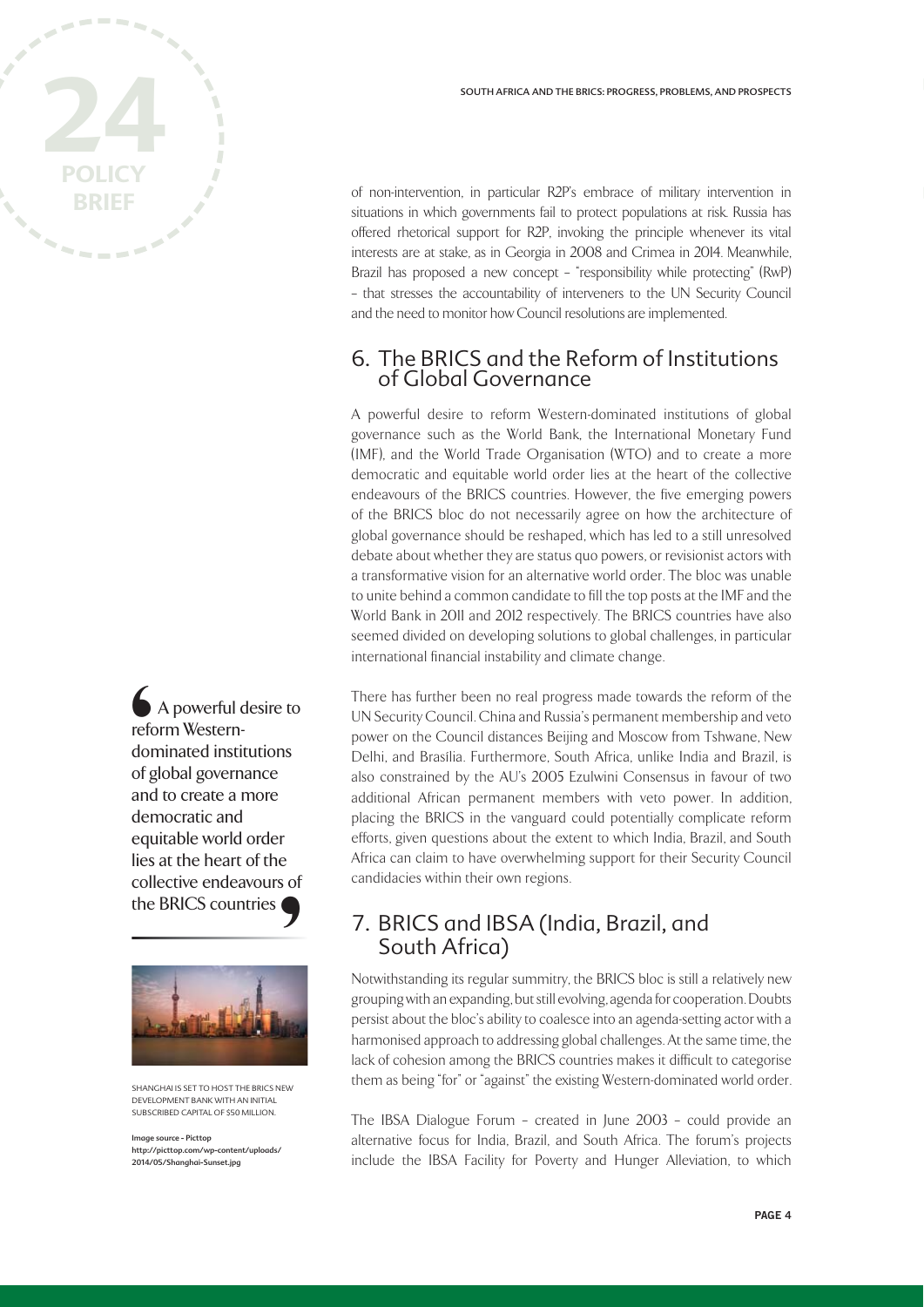of non-intervention, in particular R2P's embrace of military intervention in situations in which governments fail to protect populations at risk. Russia has offered rhetorical support for R2P, invoking the principle whenever its vital interests are at stake, as in Georgia in 2008 and Crimea in 2014. Meanwhile, Brazil has proposed a new concept – "responsibility while protecting" (RwP) – that stresses the accountability of interveners to the UN Security Council and the need to monitor how Council resolutions are implemented.

## 6. The BRICS and the Reform of Institutions of Global Governance

A powerful desire to reform Western-dominated institutions of global governance such as the World Bank, the International Monetary Fund (IMF), and the World Trade Organisation (WTO) and to create a more democratic and equitable world order lies at the heart of the collective endeavours of the BRICS countries. However, the five emerging powers of the BRICS bloc do not necessarily agree on how the architecture of global governance should be reshaped, which has led to a still unresolved debate about whether they are status quo powers, or revisionist actors with a transformative vision for an alternative world order. The bloc was unable to unite behind a common candidate to fill the top posts at the IMF and the World Bank in 2011 and 2012 respectively. The BRICS countries have also seemed divided on developing solutions to global challenges, in particular international financial instability and climate change.

> A powerful desire to reform Western-dominated institutions of global governance and to create a more democratic and equitable world order lies at the heart of the collective endeavours of the BRICS countries

There has further been no real progress made towards the reform of the UN Security Council. China and Russia's permanent membership and veto power on the Council distances Beijing and Moscow from Tshwane, New Delhi, and Brasília. Furthermore, South Africa, unlike India and Brazil, is also constrained by the AU's 2005 Ezulwini Consensus in favour of two additional African permanent members with veto power. In addition, placing the BRICS in the vanguard could potentially complicate reform efforts, given questions about the extent to which India, Brazil, and South Africa can claim to have overwhelming support for their Security Council candidacies within their own regions.

SHANGHAI IS SET TO HOST THE BRICS NEW DEVELOPMENT BANK WITH AN INITIAL SUBSCRIBED CAPITAL OF $50 MILLION.

**Image source - Picttop**
**http://picttop.com/wp-content/uploads/2014/05/Shanghai-Sunset.jpg**

## 7. BRICS and IBSA (India, Brazil, and South Africa)

Notwithstanding its regular summitry, the BRICS bloc is still a relatively new grouping with an expanding, but still evolving, agenda for cooperation. Doubts persist about the bloc's ability to coalesce into an agenda-setting actor with a harmonised approach to addressing global challenges. At the same time, the lack of cohesion among the BRICS countries makes it difficult to categorise them as being "for" or "against" the existing Western-dominated world order.

The IBSA Dialogue Forum – created in June 2003 – could provide an alternative focus for India, Brazil, and South Africa. The forum's projects include the IBSA Facility for Poverty and Hunger Alleviation, to which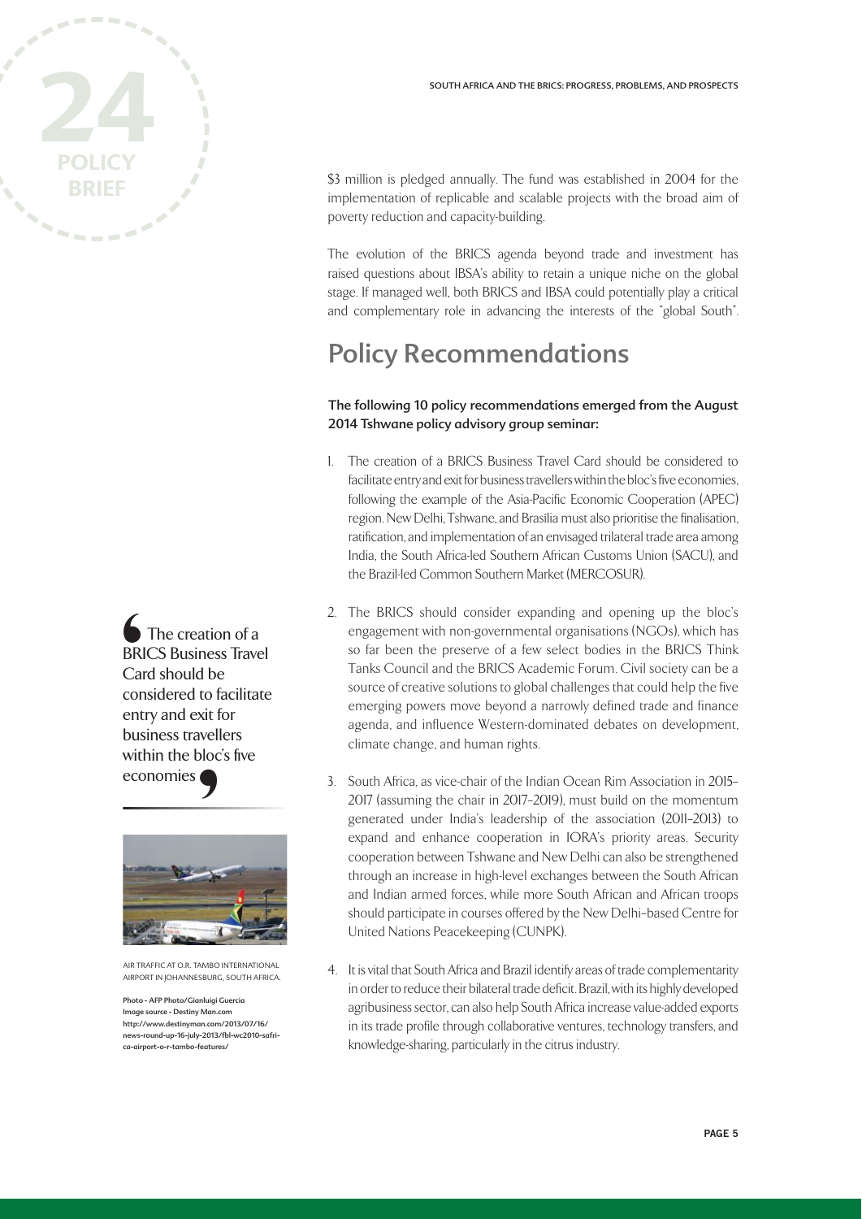$3 million is pledged annually. The fund was established in 2004 for the implementation of replicable and scalable projects with the broad aim of poverty reduction and capacity-building.

The evolution of the BRICS agenda beyond trade and investment has raised questions about IBSA's ability to retain a unique niche on the global stage. If managed well, both BRICS and IBSA could potentially play a critical and complementary role in advancing the interests of the "global South".

## Policy Recommendations

**The following 10 policy recommendations emerged from the August 2014 Tshwane policy advisory group seminar:**

1. The creation of a BRICS Business Travel Card should be considered to facilitate entry and exit for business travellers within the bloc's five economies, following the example of the Asia-Pacific Economic Cooperation (APEC) region. New Delhi, Tshwane, and Brasília must also prioritise the finalisation, ratification, and implementation of an envisaged trilateral trade area among India, the South Africa-led Southern African Customs Union (SACU), and the Brazil-led Common Southern Market (MERCOSUR).

2. The BRICS should consider expanding and opening up the bloc's engagement with non-governmental organisations (NGOs), which has so far been the preserve of a few select bodies in the BRICS Think Tanks Council and the BRICS Academic Forum. Civil society can be a source of creative solutions to global challenges that could help the five emerging powers move beyond a narrowly defined trade and finance agenda, and influence Western-dominated debates on development, climate change, and human rights.

3. South Africa, as vice-chair of the Indian Ocean Rim Association in 2015–2017 (assuming the chair in 2017–2019), must build on the momentum generated under India's leadership of the association (2011–2013) to expand and enhance cooperation in IORA's priority areas. Security cooperation between Tshwane and New Delhi can also be strengthened through an increase in high-level exchanges between the South African and Indian armed forces, while more South African and African troops should participate in courses offered by the New Delhi-based Centre for United Nations Peacekeeping (CUNPK).

4. It is vital that South Africa and Brazil identify areas of trade complementarity in order to reduce their bilateral trade deficit. Brazil, with its highly developed agribusiness sector, can also help South Africa increase value-added exports in its trade profile through collaborative ventures, technology transfers, and knowledge-sharing, particularly in the citrus industry.

> The creation of a BRICS Business Travel Card should be considered to facilitate entry and exit for business travellers within the bloc's five economies

AIR TRAFFIC AT O.R. TAMBO INTERNATIONAL AIRPORT IN JOHANNESBURG, SOUTH AFRICA.

Photo - AFP Photo/Gianluigi Guercia
Image source - Destiny Man.com
http://www.destinyman.com/2013/07/16/news-round-up-16-july-2013/fbl-wc2010-safrica-airport-o-r-tambo-features/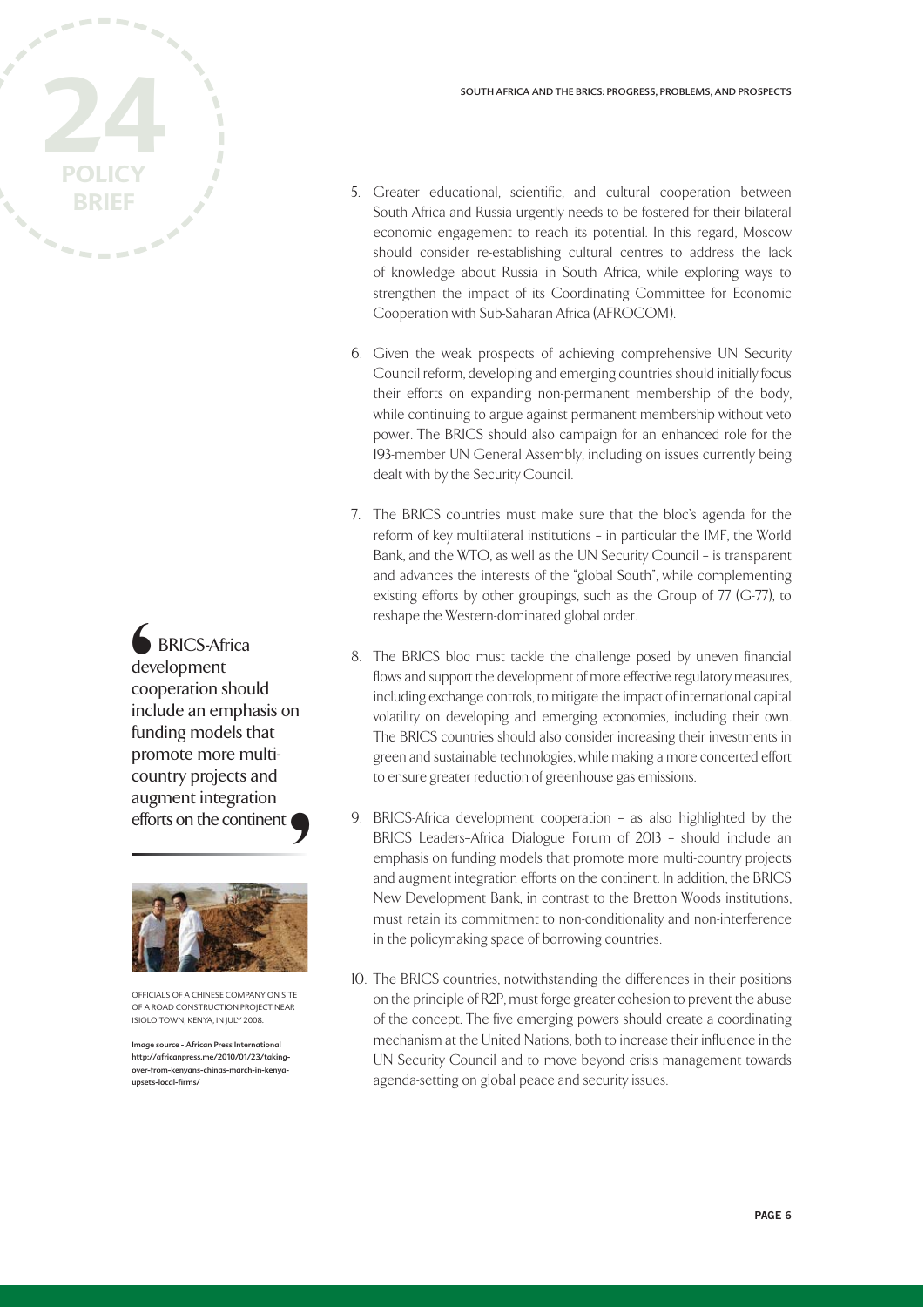5. Greater educational, scientific, and cultural cooperation between South Africa and Russia urgently needs to be fostered for their bilateral economic engagement to reach its potential. In this regard, Moscow should consider re-establishing cultural centres to address the lack of knowledge about Russia in South Africa, while exploring ways to strengthen the impact of its Coordinating Committee for Economic Cooperation with Sub-Saharan Africa (AFROCOM).

6. Given the weak prospects of achieving comprehensive UN Security Council reform, developing and emerging countries should initially focus their efforts on expanding non-permanent membership of the body, while continuing to argue against permanent membership without veto power. The BRICS should also campaign for an enhanced role for the 193-member UN General Assembly, including on issues currently being dealt with by the Security Council.

7. The BRICS countries must make sure that the bloc's agenda for the reform of key multilateral institutions – in particular the IMF, the World Bank, and the WTO, as well as the UN Security Council – is transparent and advances the interests of the "global South", while complementing existing efforts by other groupings, such as the Group of 77 (G-77), to reshape the Western-dominated global order.

8. The BRICS bloc must tackle the challenge posed by uneven financial flows and support the development of more effective regulatory measures, including exchange controls, to mitigate the impact of international capital volatility on developing and emerging economies, including their own. The BRICS countries should also consider increasing their investments in green and sustainable technologies, while making a more concerted effort to ensure greater reduction of greenhouse gas emissions.

9. BRICS-Africa development cooperation – as also highlighted by the BRICS Leaders–Africa Dialogue Forum of 2013 – should include an emphasis on funding models that promote more multi-country projects and augment integration efforts on the continent. In addition, the BRICS New Development Bank, in contrast to the Bretton Woods institutions, must retain its commitment to non-conditionality and non-interference in the policymaking space of borrowing countries.

10. The BRICS countries, notwithstanding the differences in their positions on the principle of R2P, must forge greater cohesion to prevent the abuse of the concept. The five emerging powers should create a coordinating mechanism at the United Nations, both to increase their influence in the UN Security Council and to move beyond crisis management towards agenda-setting on global peace and security issues.

> BRICS-Africa development cooperation should include an emphasis on funding models that promote more multi-country projects and augment integration efforts on the continent

OFFICIALS OF A CHINESE COMPANY ON SITE OF A ROAD CONSTRUCTION PROJECT NEAR ISIOLO TOWN, KENYA, IN JULY 2008.

**Image source - African Press International http://africanpress.me/2010/01/23/taking-over-from-kenyans-chinas-march-in-kenya-upsets-local-firms/**